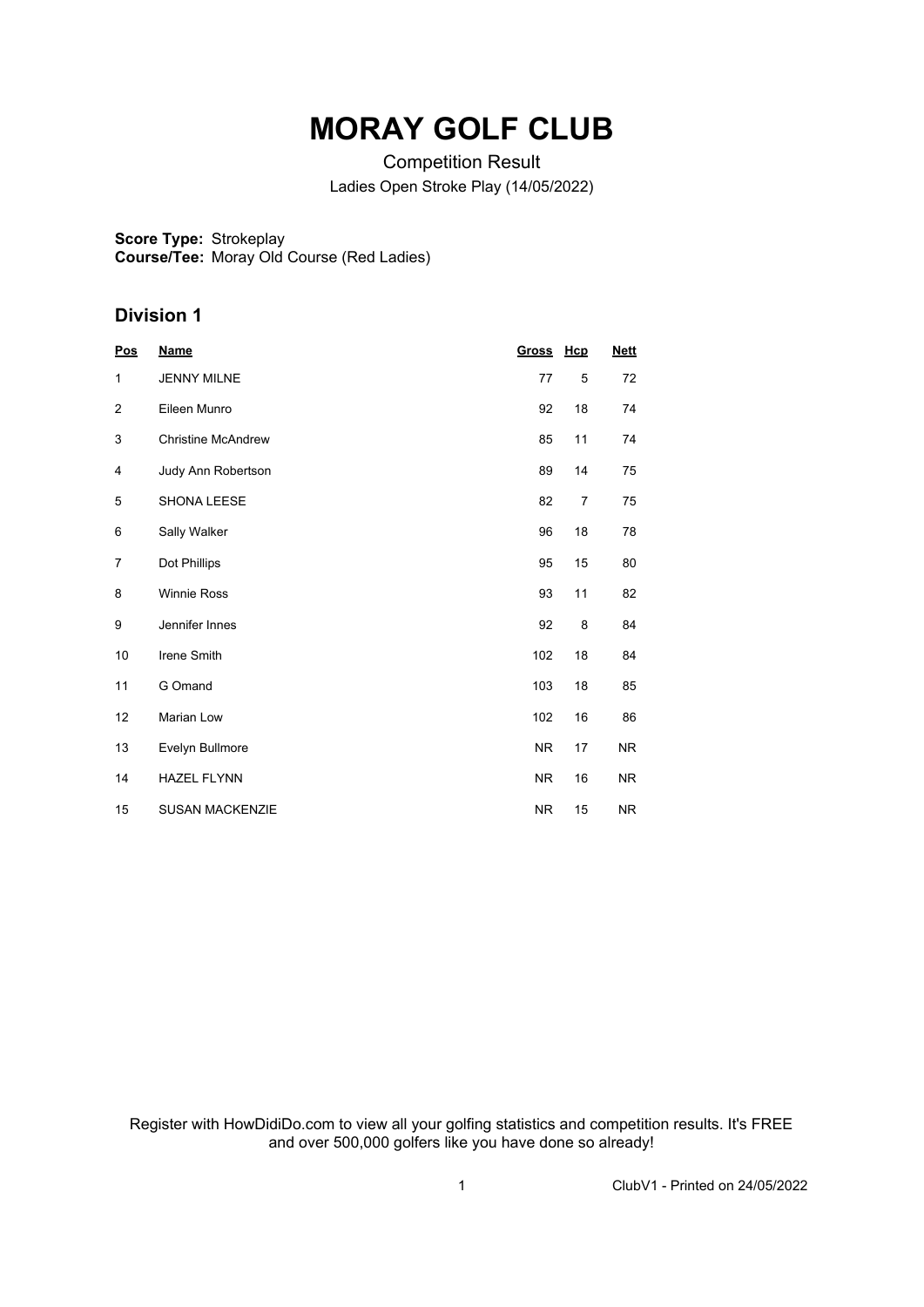# MORAY GOLF CLUB

Competition Result

Ladies Open Stroke Play (14/05/2022)

**Score Type:** Strokeplay
**Course/Tee:** Moray Old Course (Red Ladies)

## Division 1

| Pos | Name | Gross | Hcp | Nett |
|---|---|---|---|---|
| 1 | JENNY MILNE | 77 | 5 | 72 |
| 2 | Eileen Munro | 92 | 18 | 74 |
| 3 | Christine McAndrew | 85 | 11 | 74 |
| 4 | Judy Ann Robertson | 89 | 14 | 75 |
| 5 | SHONA LEESE | 82 | 7 | 75 |
| 6 | Sally Walker | 96 | 18 | 78 |
| 7 | Dot Phillips | 95 | 15 | 80 |
| 8 | Winnie Ross | 93 | 11 | 82 |
| 9 | Jennifer Innes | 92 | 8 | 84 |
| 10 | Irene Smith | 102 | 18 | 84 |
| 11 | G Omand | 103 | 18 | 85 |
| 12 | Marian Low | 102 | 16 | 86 |
| 13 | Evelyn Bullmore | NR | 17 | NR |
| 14 | HAZEL FLYNN | NR | 16 | NR |
| 15 | SUSAN MACKENZIE | NR | 15 | NR |

Register with HowDidiDo.com to view all your golfing statistics and competition results. It's FREE and over 500,000 golfers like you have done so already!

ClubV1 - Printed on 24/05/2022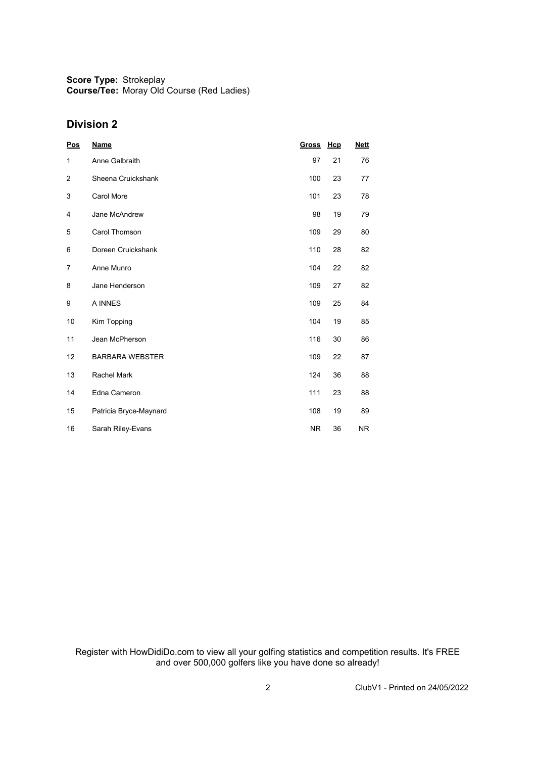**Score Type:** Strokeplay
**Course/Tee:** Moray Old Course (Red Ladies)

## Division 2

| Pos | Name | Gross | Hcp | Nett |
|---|---|---|---|---|
| 1 | Anne Galbraith | 97 | 21 | 76 |
| 2 | Sheena Cruickshank | 100 | 23 | 77 |
| 3 | Carol More | 101 | 23 | 78 |
| 4 | Jane McAndrew | 98 | 19 | 79 |
| 5 | Carol Thomson | 109 | 29 | 80 |
| 6 | Doreen Cruickshank | 110 | 28 | 82 |
| 7 | Anne Munro | 104 | 22 | 82 |
| 8 | Jane Henderson | 109 | 27 | 82 |
| 9 | A INNES | 109 | 25 | 84 |
| 10 | Kim Topping | 104 | 19 | 85 |
| 11 | Jean McPherson | 116 | 30 | 86 |
| 12 | BARBARA WEBSTER | 109 | 22 | 87 |
| 13 | Rachel Mark | 124 | 36 | 88 |
| 14 | Edna Cameron | 111 | 23 | 88 |
| 15 | Patricia Bryce-Maynard | 108 | 19 | 89 |
| 16 | Sarah Riley-Evans | NR | 36 | NR |

Register with HowDidiDo.com to view all your golfing statistics and competition results. It's FREE and over 500,000 golfers like you have done so already!

ClubV1 - Printed on 24/05/2022